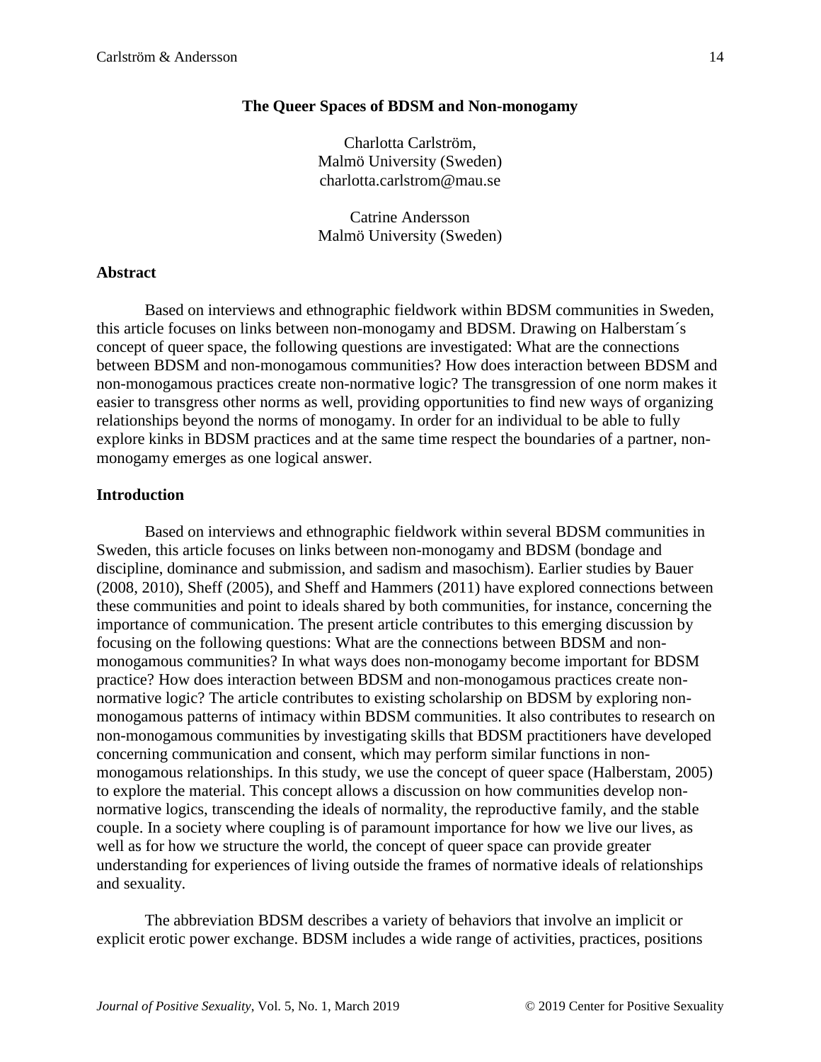# The Queer Spaces of BDSM and Non-monogamy

Charlotta Carlström,  
Malmö University (Sweden)  
charlotta.carlstrom@mau.se

Catrine Andersson  
Malmö University (Sweden)

## Abstract

Based on interviews and ethnographic fieldwork within BDSM communities in Sweden, this article focuses on links between non-monogamy and BDSM. Drawing on Halberstam´s concept of queer space, the following questions are investigated: What are the connections between BDSM and non-monogamous communities? How does interaction between BDSM and non-monogamous practices create non-normative logic? The transgression of one norm makes it easier to transgress other norms as well, providing opportunities to find new ways of organizing relationships beyond the norms of monogamy. In order for an individual to be able to fully explore kinks in BDSM practices and at the same time respect the boundaries of a partner, non-monogamy emerges as one logical answer.

## Introduction

Based on interviews and ethnographic fieldwork within several BDSM communities in Sweden, this article focuses on links between non-monogamy and BDSM (bondage and discipline, dominance and submission, and sadism and masochism). Earlier studies by Bauer (2008, 2010), Sheff (2005), and Sheff and Hammers (2011) have explored connections between these communities and point to ideals shared by both communities, for instance, concerning the importance of communication. The present article contributes to this emerging discussion by focusing on the following questions: What are the connections between BDSM and non-monogamous communities? In what ways does non-monogamy become important for BDSM practice? How does interaction between BDSM and non-monogamous practices create non-normative logic? The article contributes to existing scholarship on BDSM by exploring non-monogamous patterns of intimacy within BDSM communities. It also contributes to research on non-monogamous communities by investigating skills that BDSM practitioners have developed concerning communication and consent, which may perform similar functions in non-monogamous relationships. In this study, we use the concept of queer space (Halberstam, 2005) to explore the material. This concept allows a discussion on how communities develop non-normative logics, transcending the ideals of normality, the reproductive family, and the stable couple. In a society where coupling is of paramount importance for how we live our lives, as well as for how we structure the world, the concept of queer space can provide greater understanding for experiences of living outside the frames of normative ideals of relationships and sexuality.

The abbreviation BDSM describes a variety of behaviors that involve an implicit or explicit erotic power exchange. BDSM includes a wide range of activities, practices, positions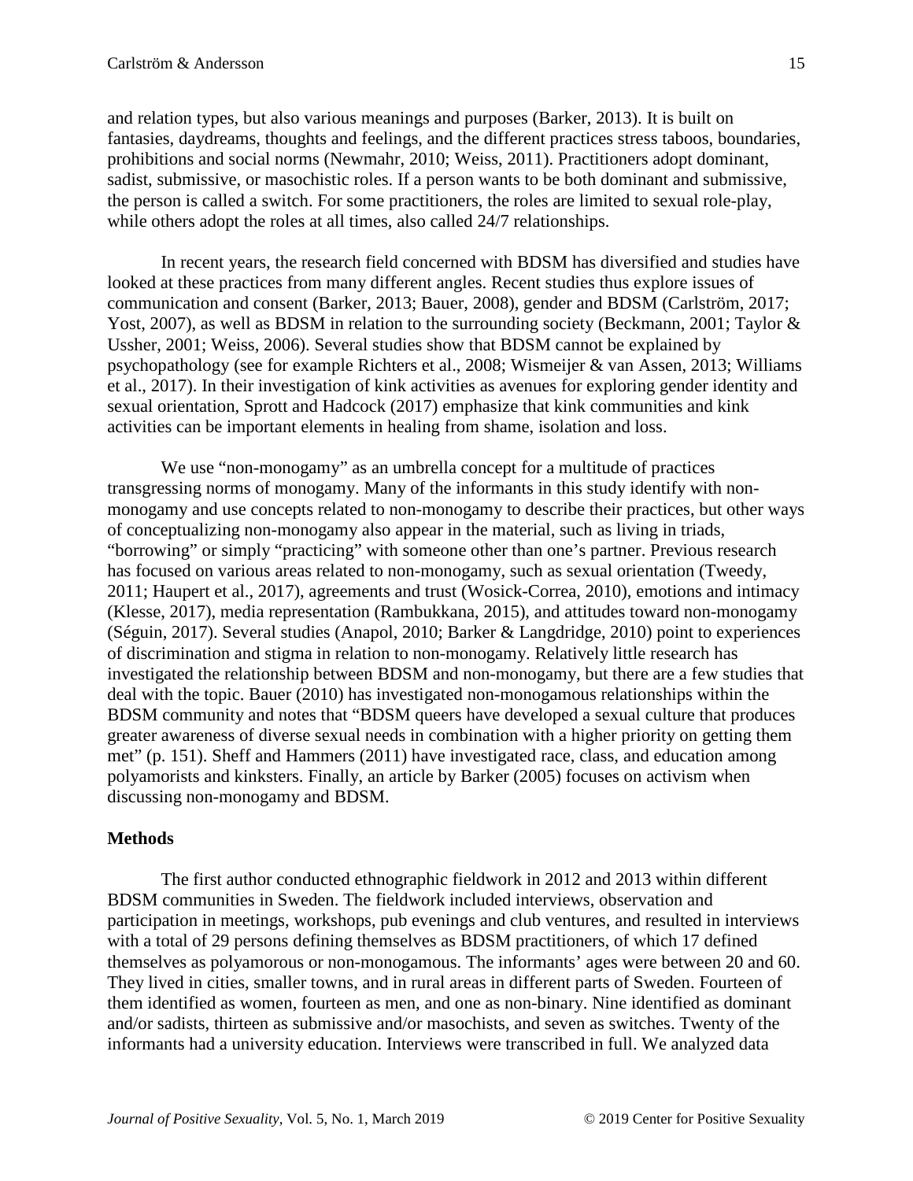and relation types, but also various meanings and purposes (Barker, 2013). It is built on fantasies, daydreams, thoughts and feelings, and the different practices stress taboos, boundaries, prohibitions and social norms (Newmahr, 2010; Weiss, 2011). Practitioners adopt dominant, sadist, submissive, or masochistic roles. If a person wants to be both dominant and submissive, the person is called a switch. For some practitioners, the roles are limited to sexual role-play, while others adopt the roles at all times, also called 24/7 relationships.

In recent years, the research field concerned with BDSM has diversified and studies have looked at these practices from many different angles. Recent studies thus explore issues of communication and consent (Barker, 2013; Bauer, 2008), gender and BDSM (Carlström, 2017; Yost, 2007), as well as BDSM in relation to the surrounding society (Beckmann, 2001; Taylor & Ussher, 2001; Weiss, 2006). Several studies show that BDSM cannot be explained by psychopathology (see for example Richters et al., 2008; Wismeijer & van Assen, 2013; Williams et al., 2017). In their investigation of kink activities as avenues for exploring gender identity and sexual orientation, Sprott and Hadcock (2017) emphasize that kink communities and kink activities can be important elements in healing from shame, isolation and loss.

We use "non-monogamy" as an umbrella concept for a multitude of practices transgressing norms of monogamy. Many of the informants in this study identify with non-monogamy and use concepts related to non-monogamy to describe their practices, but other ways of conceptualizing non-monogamy also appear in the material, such as living in triads, "borrowing" or simply "practicing" with someone other than one's partner. Previous research has focused on various areas related to non-monogamy, such as sexual orientation (Tweedy, 2011; Haupert et al., 2017), agreements and trust (Wosick-Correa, 2010), emotions and intimacy (Klesse, 2017), media representation (Rambukkana, 2015), and attitudes toward non-monogamy (Séguin, 2017). Several studies (Anapol, 2010; Barker & Langdridge, 2010) point to experiences of discrimination and stigma in relation to non-monogamy. Relatively little research has investigated the relationship between BDSM and non-monogamy, but there are a few studies that deal with the topic. Bauer (2010) has investigated non-monogamous relationships within the BDSM community and notes that "BDSM queers have developed a sexual culture that produces greater awareness of diverse sexual needs in combination with a higher priority on getting them met" (p. 151). Sheff and Hammers (2011) have investigated race, class, and education among polyamorists and kinksters. Finally, an article by Barker (2005) focuses on activism when discussing non-monogamy and BDSM.

## Methods

The first author conducted ethnographic fieldwork in 2012 and 2013 within different BDSM communities in Sweden. The fieldwork included interviews, observation and participation in meetings, workshops, pub evenings and club ventures, and resulted in interviews with a total of 29 persons defining themselves as BDSM practitioners, of which 17 defined themselves as polyamorous or non-monogamous. The informants' ages were between 20 and 60. They lived in cities, smaller towns, and in rural areas in different parts of Sweden. Fourteen of them identified as women, fourteen as men, and one as non-binary. Nine identified as dominant and/or sadists, thirteen as submissive and/or masochists, and seven as switches. Twenty of the informants had a university education. Interviews were transcribed in full. We analyzed data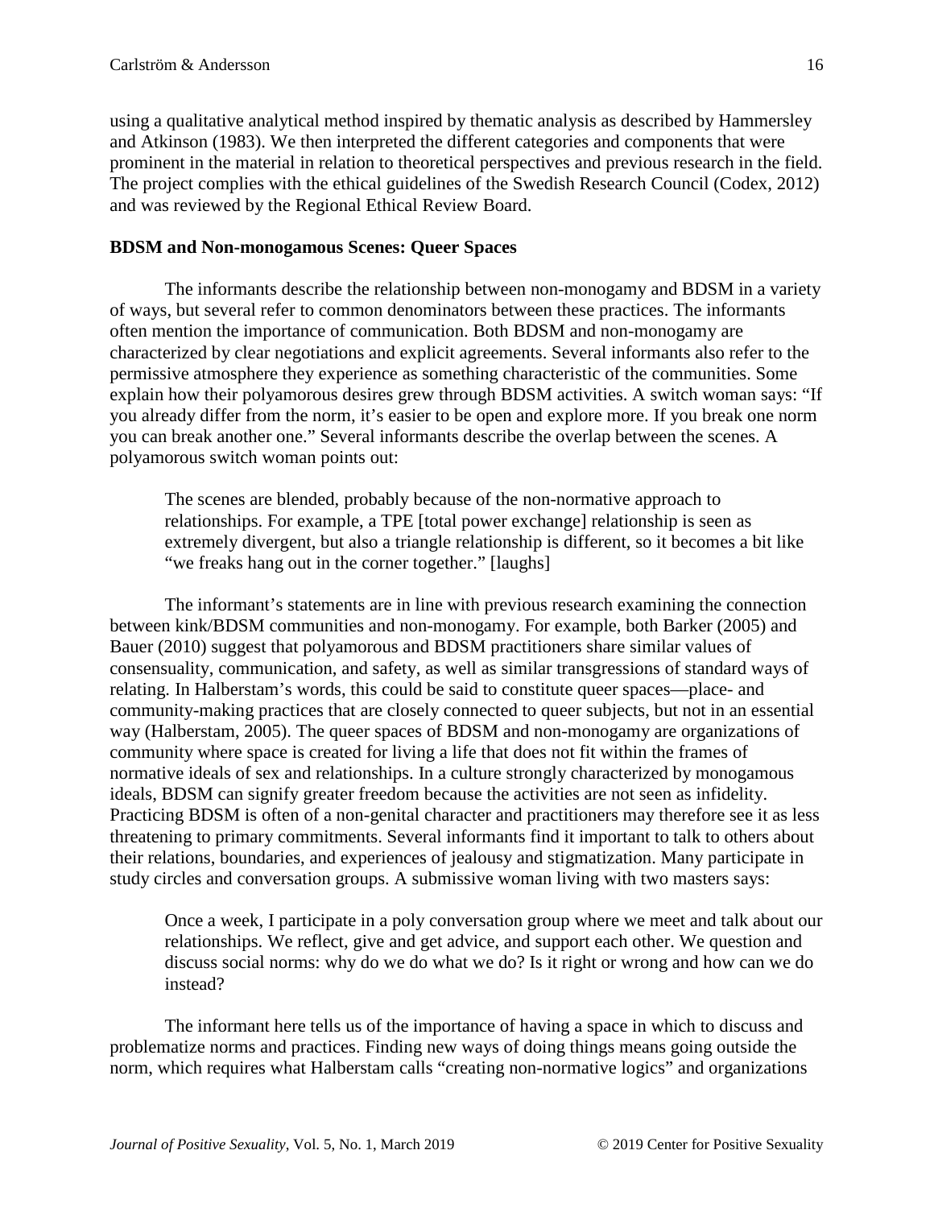using a qualitative analytical method inspired by thematic analysis as described by Hammersley and Atkinson (1983). We then interpreted the different categories and components that were prominent in the material in relation to theoretical perspectives and previous research in the field. The project complies with the ethical guidelines of the Swedish Research Council (Codex, 2012) and was reviewed by the Regional Ethical Review Board.

## BDSM and Non-monogamous Scenes: Queer Spaces

The informants describe the relationship between non-monogamy and BDSM in a variety of ways, but several refer to common denominators between these practices. The informants often mention the importance of communication. Both BDSM and non-monogamy are characterized by clear negotiations and explicit agreements. Several informants also refer to the permissive atmosphere they experience as something characteristic of the communities. Some explain how their polyamorous desires grew through BDSM activities. A switch woman says: "If you already differ from the norm, it's easier to be open and explore more. If you break one norm you can break another one." Several informants describe the overlap between the scenes. A polyamorous switch woman points out:

> The scenes are blended, probably because of the non-normative approach to relationships. For example, a TPE [total power exchange] relationship is seen as extremely divergent, but also a triangle relationship is different, so it becomes a bit like "we freaks hang out in the corner together." [laughs]

The informant's statements are in line with previous research examining the connection between kink/BDSM communities and non-monogamy. For example, both Barker (2005) and Bauer (2010) suggest that polyamorous and BDSM practitioners share similar values of consensuality, communication, and safety, as well as similar transgressions of standard ways of relating. In Halberstam's words, this could be said to constitute queer spaces—place- and community-making practices that are closely connected to queer subjects, but not in an essential way (Halberstam, 2005). The queer spaces of BDSM and non-monogamy are organizations of community where space is created for living a life that does not fit within the frames of normative ideals of sex and relationships. In a culture strongly characterized by monogamous ideals, BDSM can signify greater freedom because the activities are not seen as infidelity. Practicing BDSM is often of a non-genital character and practitioners may therefore see it as less threatening to primary commitments. Several informants find it important to talk to others about their relations, boundaries, and experiences of jealousy and stigmatization. Many participate in study circles and conversation groups. A submissive woman living with two masters says:

> Once a week, I participate in a poly conversation group where we meet and talk about our relationships. We reflect, give and get advice, and support each other. We question and discuss social norms: why do we do what we do? Is it right or wrong and how can we do instead?

The informant here tells us of the importance of having a space in which to discuss and problematize norms and practices. Finding new ways of doing things means going outside the norm, which requires what Halberstam calls "creating non-normative logics" and organizations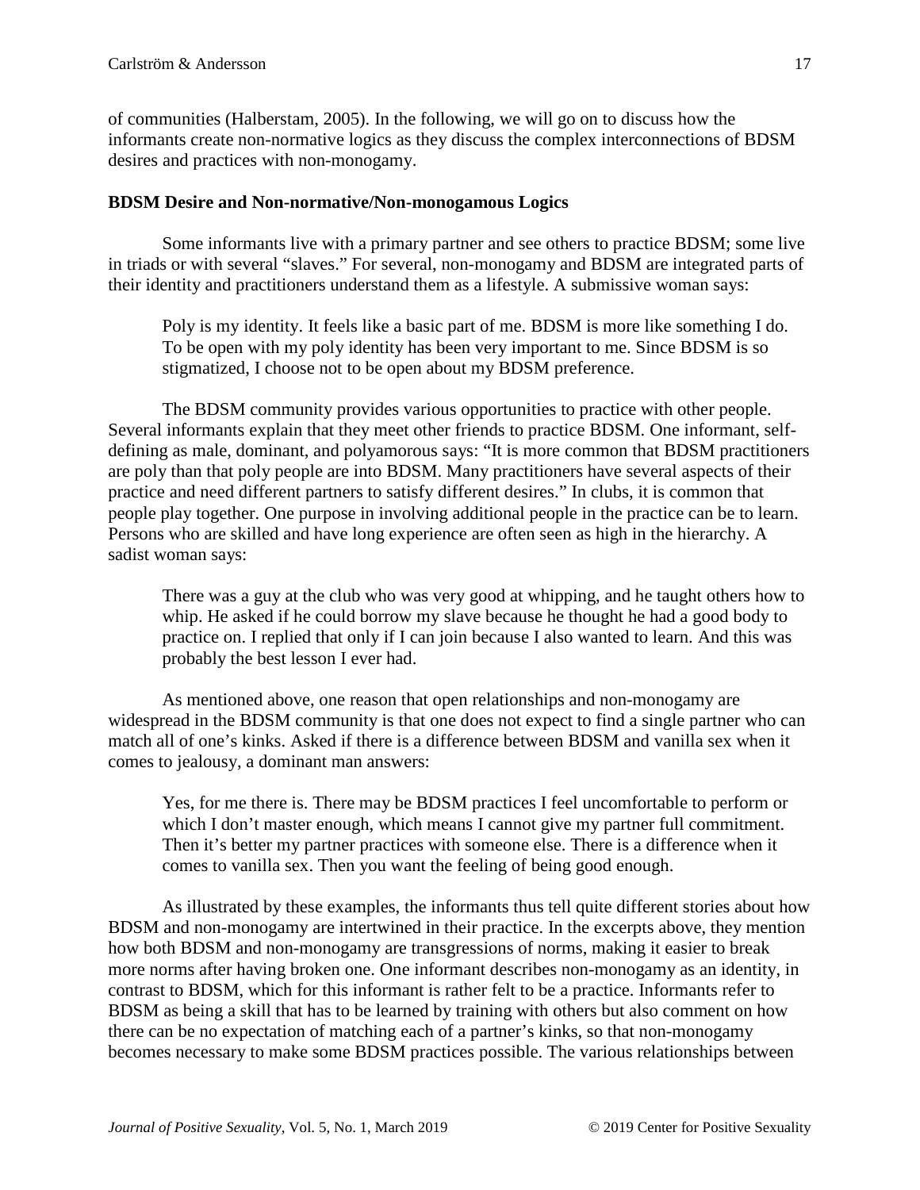of communities (Halberstam, 2005). In the following, we will go on to discuss how the informants create non-normative logics as they discuss the complex interconnections of BDSM desires and practices with non-monogamy.

**BDSM Desire and Non-normative/Non-monogamous Logics**

Some informants live with a primary partner and see others to practice BDSM; some live in triads or with several "slaves." For several, non-monogamy and BDSM are integrated parts of their identity and practitioners understand them as a lifestyle. A submissive woman says:

> Poly is my identity. It feels like a basic part of me. BDSM is more like something I do. To be open with my poly identity has been very important to me. Since BDSM is so stigmatized, I choose not to be open about my BDSM preference.

The BDSM community provides various opportunities to practice with other people. Several informants explain that they meet other friends to practice BDSM. One informant, self-defining as male, dominant, and polyamorous says: "It is more common that BDSM practitioners are poly than that poly people are into BDSM. Many practitioners have several aspects of their practice and need different partners to satisfy different desires." In clubs, it is common that people play together. One purpose in involving additional people in the practice can be to learn. Persons who are skilled and have long experience are often seen as high in the hierarchy. A sadist woman says:

> There was a guy at the club who was very good at whipping, and he taught others how to whip. He asked if he could borrow my slave because he thought he had a good body to practice on. I replied that only if I can join because I also wanted to learn. And this was probably the best lesson I ever had.

As mentioned above, one reason that open relationships and non-monogamy are widespread in the BDSM community is that one does not expect to find a single partner who can match all of one's kinks. Asked if there is a difference between BDSM and vanilla sex when it comes to jealousy, a dominant man answers:

> Yes, for me there is. There may be BDSM practices I feel uncomfortable to perform or which I don't master enough, which means I cannot give my partner full commitment. Then it's better my partner practices with someone else. There is a difference when it comes to vanilla sex. Then you want the feeling of being good enough.

As illustrated by these examples, the informants thus tell quite different stories about how BDSM and non-monogamy are intertwined in their practice. In the excerpts above, they mention how both BDSM and non-monogamy are transgressions of norms, making it easier to break more norms after having broken one. One informant describes non-monogamy as an identity, in contrast to BDSM, which for this informant is rather felt to be a practice. Informants refer to BDSM as being a skill that has to be learned by training with others but also comment on how there can be no expectation of matching each of a partner's kinks, so that non-monogamy becomes necessary to make some BDSM practices possible. The various relationships between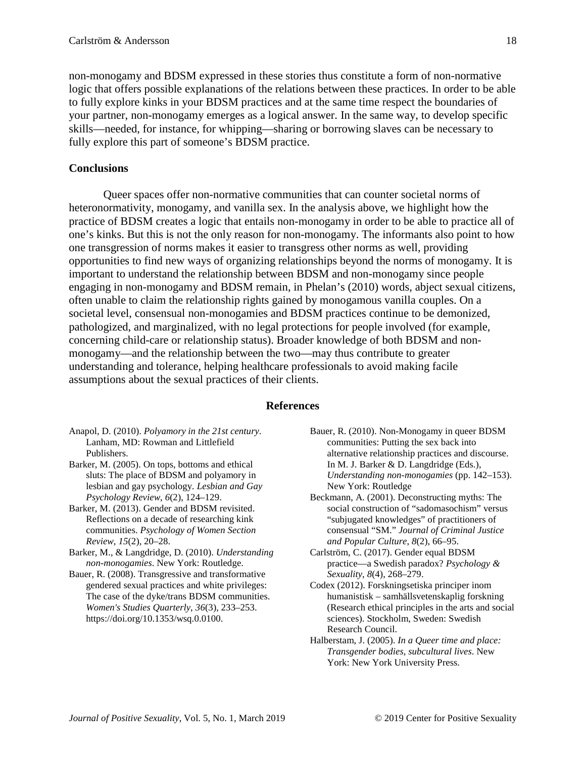non-monogamy and BDSM expressed in these stories thus constitute a form of non-normative logic that offers possible explanations of the relations between these practices. In order to be able to fully explore kinks in your BDSM practices and at the same time respect the boundaries of your partner, non-monogamy emerges as a logical answer. In the same way, to develop specific skills—needed, for instance, for whipping—sharing or borrowing slaves can be necessary to fully explore this part of someone's BDSM practice.

## Conclusions

Queer spaces offer non-normative communities that can counter societal norms of heteronormativity, monogamy, and vanilla sex. In the analysis above, we highlight how the practice of BDSM creates a logic that entails non-monogamy in order to be able to practice all of one's kinks. But this is not the only reason for non-monogamy. The informants also point to how one transgression of norms makes it easier to transgress other norms as well, providing opportunities to find new ways of organizing relationships beyond the norms of monogamy. It is important to understand the relationship between BDSM and non-monogamy since people engaging in non-monogamy and BDSM remain, in Phelan's (2010) words, abject sexual citizens, often unable to claim the relationship rights gained by monogamous vanilla couples. On a societal level, consensual non-monogamies and BDSM practices continue to be demonized, pathologized, and marginalized, with no legal protections for people involved (for example, concerning child-care or relationship status). Broader knowledge of both BDSM and non-monogamy—and the relationship between the two—may thus contribute to greater understanding and tolerance, helping healthcare professionals to avoid making facile assumptions about the sexual practices of their clients.

## References

Anapol, D. (2010). *Polyamory in the 21st century*. Lanham, MD: Rowman and Littlefield Publishers.

Barker, M. (2005). On tops, bottoms and ethical sluts: The place of BDSM and polyamory in lesbian and gay psychology. *Lesbian and Gay Psychology Review*, *6*(2), 124–129.

Barker, M. (2013). Gender and BDSM revisited. Reflections on a decade of researching kink communities. *Psychology of Women Section Review, 15*(2), 20–28.

Barker, M., & Langdridge, D. (2010). *Understanding non-monogamies*. New York: Routledge.

Bauer, R. (2008). Transgressive and transformative gendered sexual practices and white privileges: The case of the dyke/trans BDSM communities. *Women's Studies Quarterly, 36*(3), 233–253. https://doi.org/10.1353/wsq.0.0100.

Bauer, R. (2010). Non-Monogamy in queer BDSM communities: Putting the sex back into alternative relationship practices and discourse. In M. J. Barker & D. Langdridge (Eds.), *Understanding non-monogamies* (pp. 142–153). New York: Routledge

Beckmann, A. (2001). Deconstructing myths: The social construction of "sadomasochism" versus "subjugated knowledges" of practitioners of consensual "SM." *Journal of Criminal Justice and Popular Culture, 8*(2), 66–95.

Carlström, C. (2017). Gender equal BDSM practice—a Swedish paradox? *Psychology & Sexuality*, *8*(4), 268–279.

Codex (2012). Forskningsetiska principer inom humanistisk – samhällsvetenskaplig forskning (Research ethical principles in the arts and social sciences). Stockholm, Sweden: Swedish Research Council.

Halberstam, J. (2005). *In a Queer time and place: Transgender bodies, subcultural lives*. New York: New York University Press.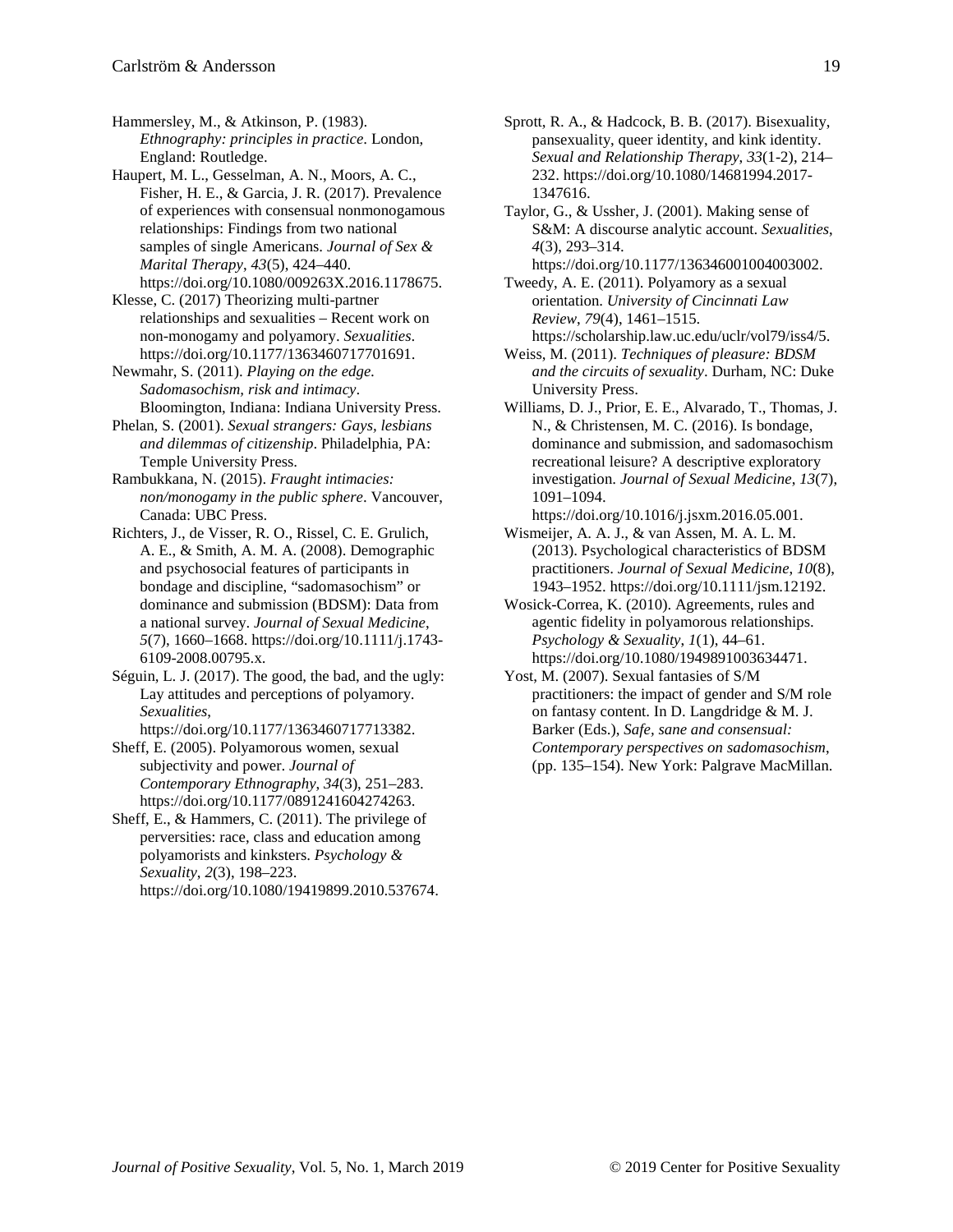Hammersley, M., & Atkinson, P. (1983). *Ethnography: principles in practice*. London, England: Routledge.

Haupert, M. L., Gesselman, A. N., Moors, A. C., Fisher, H. E., & Garcia, J. R. (2017). Prevalence of experiences with consensual nonmonogamous relationships: Findings from two national samples of single Americans. *Journal of Sex & Marital Therapy*, *43*(5), 424–440. https://doi.org/10.1080/009263X.2016.1178675.

Klesse, C. (2017) Theorizing multi-partner relationships and sexualities – Recent work on non-monogamy and polyamory. *Sexualities*. https://doi.org/10.1177/1363460717701691.

Newmahr, S. (2011). *Playing on the edge. Sadomasochism, risk and intimacy*. Bloomington, Indiana: Indiana University Press.

Phelan, S. (2001). *Sexual strangers: Gays, lesbians and dilemmas of citizenship*. Philadelphia, PA: Temple University Press.

Rambukkana, N. (2015). *Fraught intimacies: non/monogamy in the public sphere*. Vancouver, Canada: UBC Press.

Richters, J., de Visser, R. O., Rissel, C. E. Grulich, A. E., & Smith, A. M. A. (2008). Demographic and psychosocial features of participants in bondage and discipline, "sadomasochism" or dominance and submission (BDSM): Data from a national survey. *Journal of Sexual Medicine*, *5*(7), 1660–1668. https://doi.org/10.1111/j.1743-6109-2008.00795.x.

Séguin, L. J. (2017). The good, the bad, and the ugly: Lay attitudes and perceptions of polyamory. *Sexualities*, https://doi.org/10.1177/1363460717713382.

Sheff, E. (2005). Polyamorous women, sexual subjectivity and power. *Journal of Contemporary Ethnography*, *34*(3), 251–283. https://doi.org/10.1177/0891241604274263.

Sheff, E., & Hammers, C. (2011). The privilege of perversities: race, class and education among polyamorists and kinksters. *Psychology & Sexuality*, *2*(3), 198–223. https://doi.org/10.1080/19419899.2010.537674.

Sprott, R. A., & Hadcock, B. B. (2017). Bisexuality, pansexuality, queer identity, and kink identity. *Sexual and Relationship Therapy*, *33*(1-2), 214–232. https://doi.org/10.1080/14681994.2017-1347616.

Taylor, G., & Ussher, J. (2001). Making sense of S&M: A discourse analytic account. *Sexualities*, *4*(3), 293–314. https://doi.org/10.1177/136346001004003002.

Tweedy, A. E. (2011). Polyamory as a sexual orientation. *University of Cincinnati Law Review*, *79*(4), 1461–1515. https://scholarship.law.uc.edu/uclr/vol79/iss4/5.

Weiss, M. (2011). *Techniques of pleasure: BDSM and the circuits of sexuality*. Durham, NC: Duke University Press.

Williams, D. J., Prior, E. E., Alvarado, T., Thomas, J. N., & Christensen, M. C. (2016). Is bondage, dominance and submission, and sadomasochism recreational leisure? A descriptive exploratory investigation. *Journal of Sexual Medicine*, *13*(7), 1091–1094. https://doi.org/10.1016/j.jsxm.2016.05.001.

Wismeijer, A. A. J., & van Assen, M. A. L. M. (2013). Psychological characteristics of BDSM practitioners. *Journal of Sexual Medicine*, *10*(8), 1943–1952. https://doi.org/10.1111/jsm.12192.

Wosick-Correa, K. (2010). Agreements, rules and agentic fidelity in polyamorous relationships. *Psychology & Sexuality*, *1*(1), 44–61. https://doi.org/10.1080/1949891003634471.

Yost, M. (2007). Sexual fantasies of S/M practitioners: the impact of gender and S/M role on fantasy content. In D. Langdridge & M. J. Barker (Eds.), *Safe, sane and consensual: Contemporary perspectives on sadomasochism*, (pp. 135–154). New York: Palgrave MacMillan.